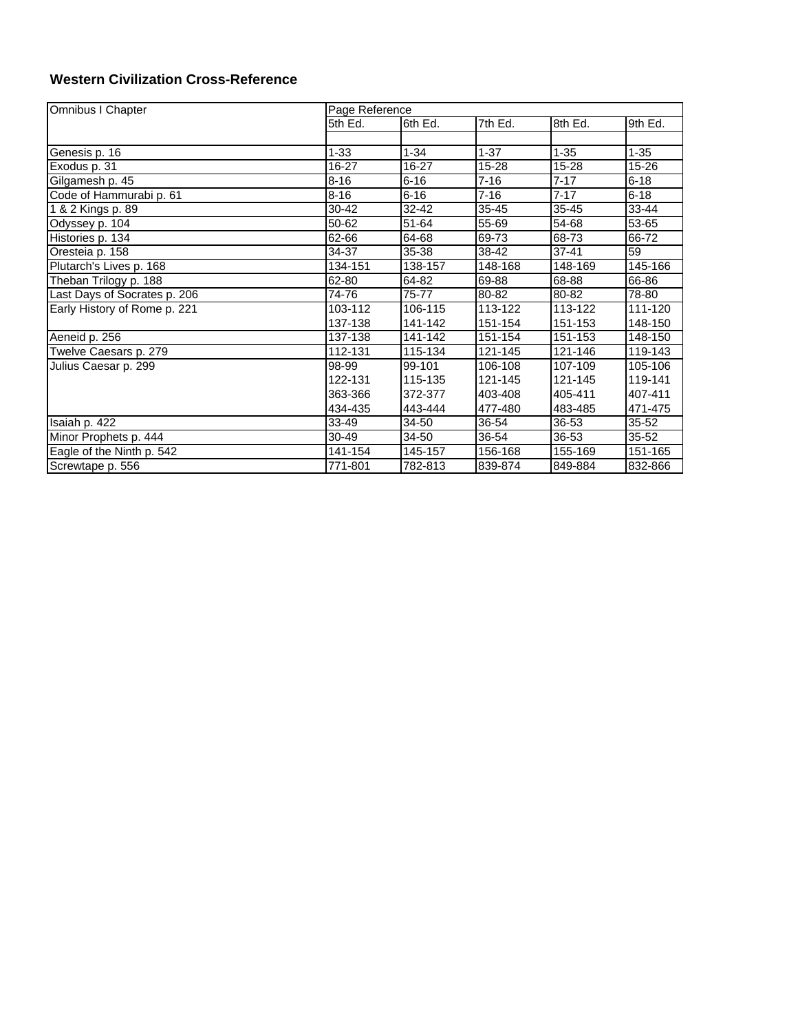## Western Civilization Cross-Reference

| Omnibus I Chapter | Page Reference | | | | |
|---|---|---|---|---|---|
| | 5th Ed. | 6th Ed. | 7th Ed. | 8th Ed. | 9th Ed. |
| Genesis p. 16 | 1-33 | 1-34 | 1-37 | 1-35 | 1-35 |
| Exodus p. 31 | 16-27 | 16-27 | 15-28 | 15-28 | 15-26 |
| Gilgamesh p. 45 | 8-16 | 6-16 | 7-16 | 7-17 | 6-18 |
| Code of Hammurabi p. 61 | 8-16 | 6-16 | 7-16 | 7-17 | 6-18 |
| 1 & 2 Kings p. 89 | 30-42 | 32-42 | 35-45 | 35-45 | 33-44 |
| Odyssey p. 104 | 50-62 | 51-64 | 55-69 | 54-68 | 53-65 |
| Histories p. 134 | 62-66 | 64-68 | 69-73 | 68-73 | 66-72 |
| Oresteia p. 158 | 34-37 | 35-38 | 38-42 | 37-41 | 59 |
| Plutarch's Lives p. 168 | 134-151 | 138-157 | 148-168 | 148-169 | 145-166 |
| Theban Trilogy p. 188 | 62-80 | 64-82 | 69-88 | 68-88 | 66-86 |
| Last Days of Socrates p. 206 | 74-76 | 75-77 | 80-82 | 80-82 | 78-80 |
| Early History of Rome p. 221 | 103-112 | 106-115 | 113-122 | 113-122 | 111-120 |
| | 137-138 | 141-142 | 151-154 | 151-153 | 148-150 |
| Aeneid p. 256 | 137-138 | 141-142 | 151-154 | 151-153 | 148-150 |
| Twelve Caesars p. 279 | 112-131 | 115-134 | 121-145 | 121-146 | 119-143 |
| Julius Caesar p. 299 | 98-99 | 99-101 | 106-108 | 107-109 | 105-106 |
| | 122-131 | 115-135 | 121-145 | 121-145 | 119-141 |
| | 363-366 | 372-377 | 403-408 | 405-411 | 407-411 |
| | 434-435 | 443-444 | 477-480 | 483-485 | 471-475 |
| Isaiah p. 422 | 33-49 | 34-50 | 36-54 | 36-53 | 35-52 |
| Minor Prophets p. 444 | 30-49 | 34-50 | 36-54 | 36-53 | 35-52 |
| Eagle of the Ninth p. 542 | 141-154 | 145-157 | 156-168 | 155-169 | 151-165 |
| Screwtape p. 556 | 771-801 | 782-813 | 839-874 | 849-884 | 832-866 |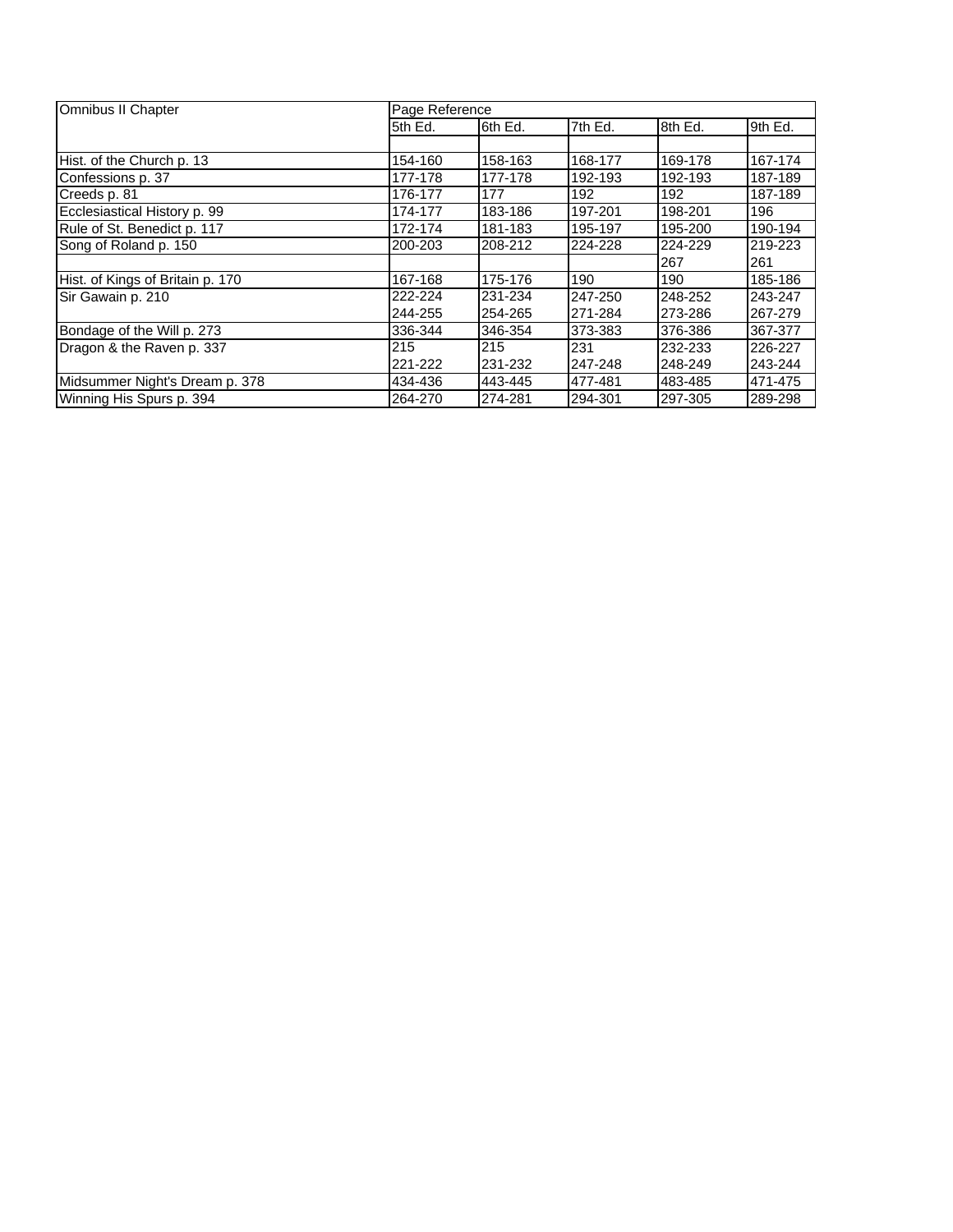| Omnibus II Chapter | Page Reference | | | | |
|---|---|---|---|---|---|
| | 5th Ed. | 6th Ed. | 7th Ed. | 8th Ed. | 9th Ed. |
| | | | | | |
| Hist. of the Church p. 13 | 154-160 | 158-163 | 168-177 | 169-178 | 167-174 |
| Confessions p. 37 | 177-178 | 177-178 | 192-193 | 192-193 | 187-189 |
| Creeds p. 81 | 176-177 | 177 | 192 | 192 | 187-189 |
| Ecclesiastical History p. 99 | 174-177 | 183-186 | 197-201 | 198-201 | 196 |
| Rule of St. Benedict p. 117 | 172-174 | 181-183 | 195-197 | 195-200 | 190-194 |
| Song of Roland p. 150 | 200-203 | 208-212 | 224-228 | 224-229 | 219-223 |
| | | | | 267 | 261 |
| Hist. of Kings of Britain p. 170 | 167-168 | 175-176 | 190 | 190 | 185-186 |
| Sir Gawain p. 210 | 222-224 | 231-234 | 247-250 | 248-252 | 243-247 |
| | 244-255 | 254-265 | 271-284 | 273-286 | 267-279 |
| Bondage of the Will p. 273 | 336-344 | 346-354 | 373-383 | 376-386 | 367-377 |
| Dragon & the Raven p. 337 | 215 | 215 | 231 | 232-233 | 226-227 |
| | 221-222 | 231-232 | 247-248 | 248-249 | 243-244 |
| Midsummer Night's Dream p. 378 | 434-436 | 443-445 | 477-481 | 483-485 | 471-475 |
| Winning His Spurs p. 394 | 264-270 | 274-281 | 294-301 | 297-305 | 289-298 |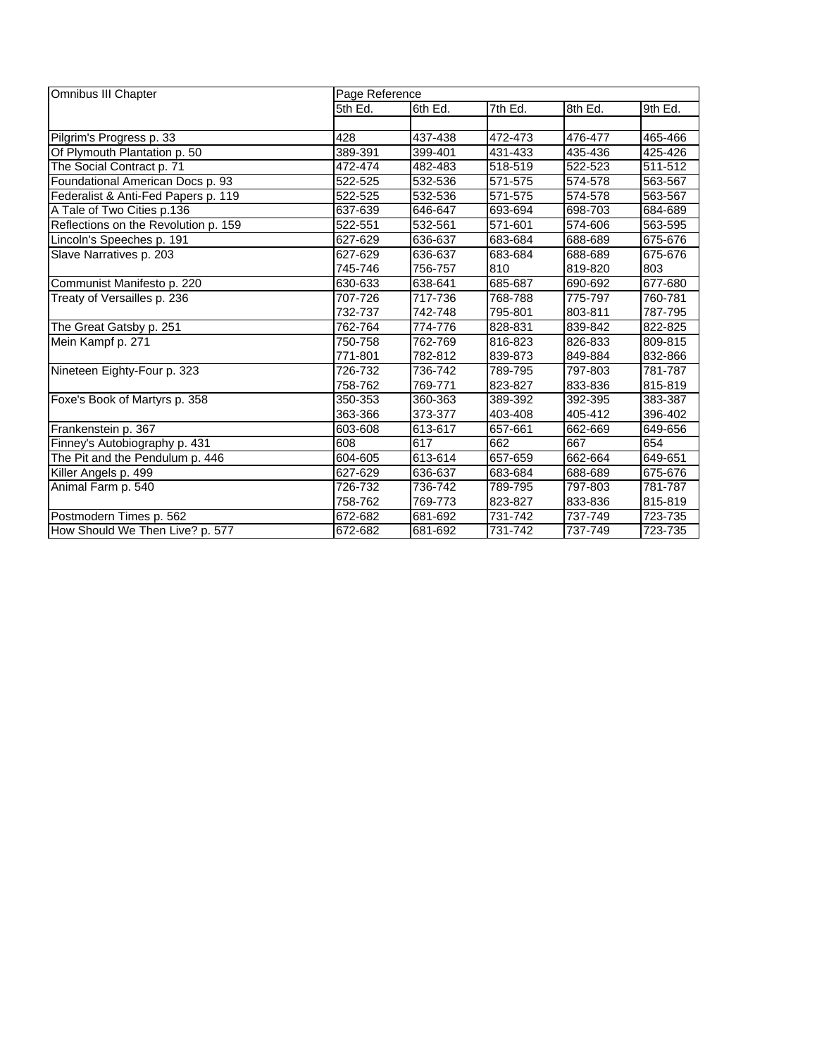| Omnibus III Chapter | Page Reference | | | | |
|---|---|---|---|---|---|
| | 5th Ed. | 6th Ed. | 7th Ed. | 8th Ed. | 9th Ed. |
| | | | | | |
| Pilgrim's Progress p. 33 | 428 | 437-438 | 472-473 | 476-477 | 465-466 |
| Of Plymouth Plantation p. 50 | 389-391 | 399-401 | 431-433 | 435-436 | 425-426 |
| The Social Contract p. 71 | 472-474 | 482-483 | 518-519 | 522-523 | 511-512 |
| Foundational American Docs p. 93 | 522-525 | 532-536 | 571-575 | 574-578 | 563-567 |
| Federalist & Anti-Fed Papers p. 119 | 522-525 | 532-536 | 571-575 | 574-578 | 563-567 |
| A Tale of Two Cities p.136 | 637-639 | 646-647 | 693-694 | 698-703 | 684-689 |
| Reflections on the Revolution p. 159 | 522-551 | 532-561 | 571-601 | 574-606 | 563-595 |
| Lincoln's Speeches p. 191 | 627-629 | 636-637 | 683-684 | 688-689 | 675-676 |
| Slave Narratives p. 203 | 627-629 | 636-637 | 683-684 | 688-689 | 675-676 |
| | 745-746 | 756-757 | 810 | 819-820 | 803 |
| Communist Manifesto p. 220 | 630-633 | 638-641 | 685-687 | 690-692 | 677-680 |
| Treaty of Versailles p. 236 | 707-726 | 717-736 | 768-788 | 775-797 | 760-781 |
| | 732-737 | 742-748 | 795-801 | 803-811 | 787-795 |
| The Great Gatsby p. 251 | 762-764 | 774-776 | 828-831 | 839-842 | 822-825 |
| Mein Kampf p. 271 | 750-758 | 762-769 | 816-823 | 826-833 | 809-815 |
| | 771-801 | 782-812 | 839-873 | 849-884 | 832-866 |
| Nineteen Eighty-Four p. 323 | 726-732 | 736-742 | 789-795 | 797-803 | 781-787 |
| | 758-762 | 769-771 | 823-827 | 833-836 | 815-819 |
| Foxe's Book of Martyrs p. 358 | 350-353 | 360-363 | 389-392 | 392-395 | 383-387 |
| | 363-366 | 373-377 | 403-408 | 405-412 | 396-402 |
| Frankenstein p. 367 | 603-608 | 613-617 | 657-661 | 662-669 | 649-656 |
| Finney's Autobiography p. 431 | 608 | 617 | 662 | 667 | 654 |
| The Pit and the Pendulum p. 446 | 604-605 | 613-614 | 657-659 | 662-664 | 649-651 |
| Killer Angels p. 499 | 627-629 | 636-637 | 683-684 | 688-689 | 675-676 |
| Animal Farm p. 540 | 726-732 | 736-742 | 789-795 | 797-803 | 781-787 |
| | 758-762 | 769-773 | 823-827 | 833-836 | 815-819 |
| Postmodern Times p. 562 | 672-682 | 681-692 | 731-742 | 737-749 | 723-735 |
| How Should We Then Live? p. 577 | 672-682 | 681-692 | 731-742 | 737-749 | 723-735 |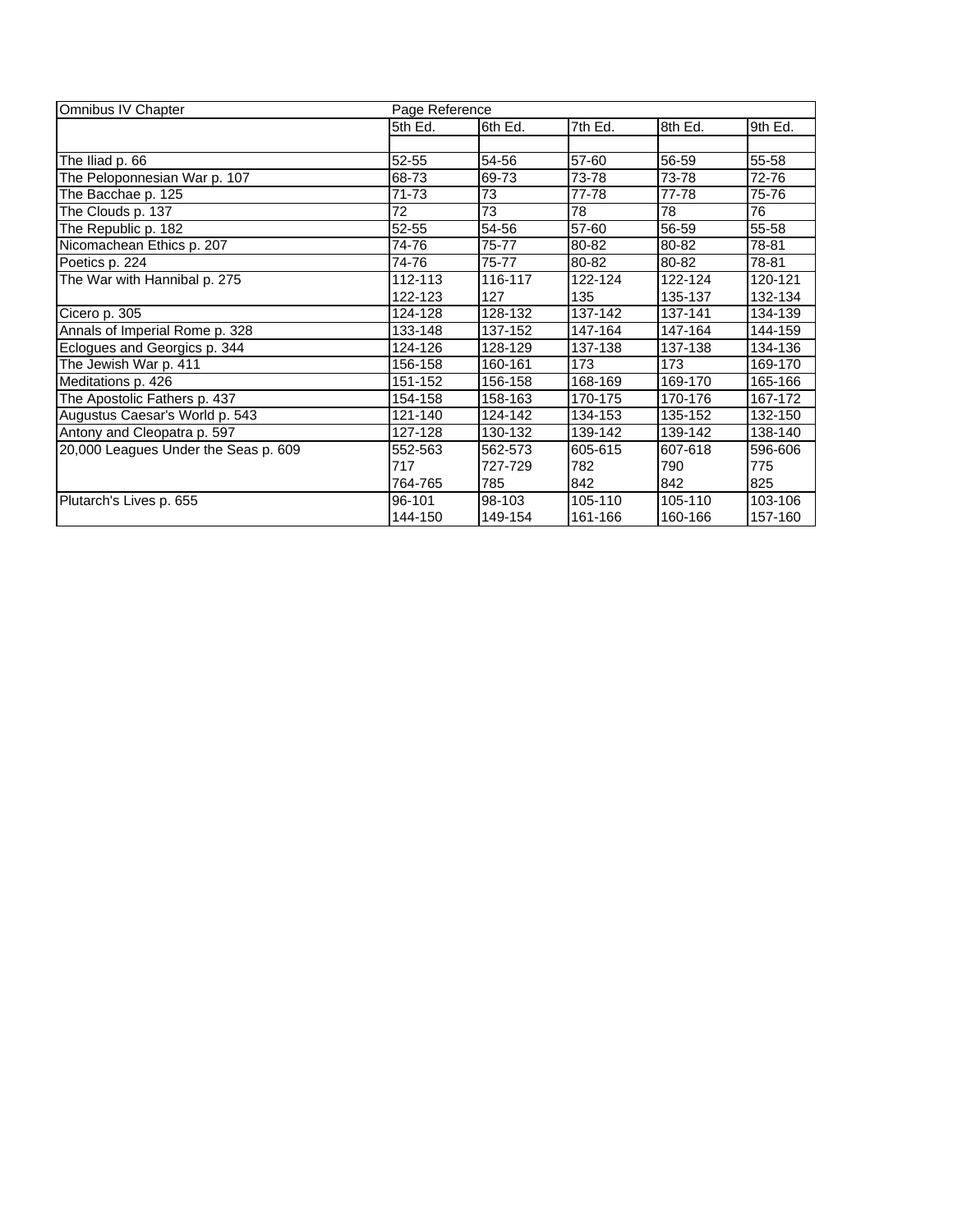| Omnibus IV Chapter | Page Reference | | | | |
|---|---|---|---|---|---|
| | 5th Ed. | 6th Ed. | 7th Ed. | 8th Ed. | 9th Ed. |
| | | | | | |
| The Iliad p. 66 | 52-55 | 54-56 | 57-60 | 56-59 | 55-58 |
| The Peloponnesian War p. 107 | 68-73 | 69-73 | 73-78 | 73-78 | 72-76 |
| The Bacchae p. 125 | 71-73 | 73 | 77-78 | 77-78 | 75-76 |
| The Clouds p. 137 | 72 | 73 | 78 | 78 | 76 |
| The Republic p. 182 | 52-55 | 54-56 | 57-60 | 56-59 | 55-58 |
| Nicomachean Ethics p. 207 | 74-76 | 75-77 | 80-82 | 80-82 | 78-81 |
| Poetics p. 224 | 74-76 | 75-77 | 80-82 | 80-82 | 78-81 |
| The War with Hannibal p. 275 | 112-113 | 116-117 | 122-124 | 122-124 | 120-121 |
| | 122-123 | 127 | 135 | 135-137 | 132-134 |
| Cicero p. 305 | 124-128 | 128-132 | 137-142 | 137-141 | 134-139 |
| Annals of Imperial Rome p. 328 | 133-148 | 137-152 | 147-164 | 147-164 | 144-159 |
| Eclogues and Georgics p. 344 | 124-126 | 128-129 | 137-138 | 137-138 | 134-136 |
| The Jewish War p. 411 | 156-158 | 160-161 | 173 | 173 | 169-170 |
| Meditations p. 426 | 151-152 | 156-158 | 168-169 | 169-170 | 165-166 |
| The Apostolic Fathers p. 437 | 154-158 | 158-163 | 170-175 | 170-176 | 167-172 |
| Augustus Caesar's World p. 543 | 121-140 | 124-142 | 134-153 | 135-152 | 132-150 |
| Antony and Cleopatra p. 597 | 127-128 | 130-132 | 139-142 | 139-142 | 138-140 |
| 20,000 Leagues Under the Seas p. 609 | 552-563 | 562-573 | 605-615 | 607-618 | 596-606 |
| | 717 | 727-729 | 782 | 790 | 775 |
| | 764-765 | 785 | 842 | 842 | 825 |
| Plutarch's Lives p. 655 | 96-101 | 98-103 | 105-110 | 105-110 | 103-106 |
| | 144-150 | 149-154 | 161-166 | 160-166 | 157-160 |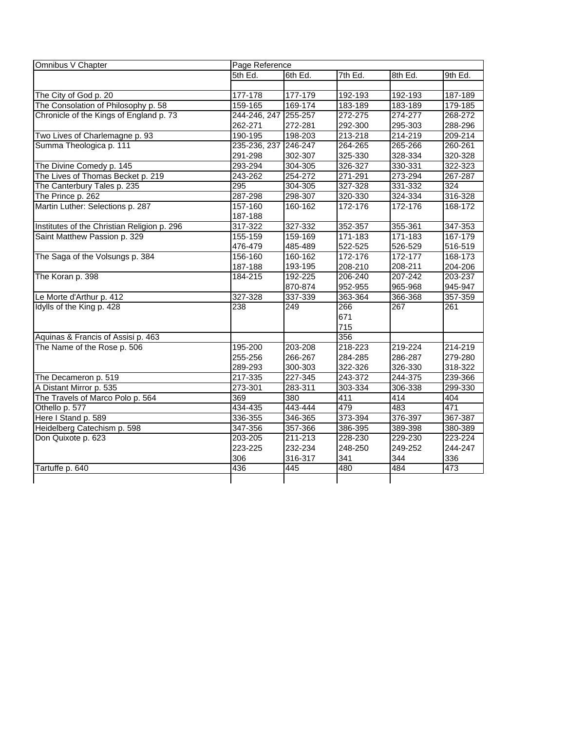| Omnibus V Chapter | Page Reference | | | | |
|---|---|---|---|---|---|
| | 5th Ed. | 6th Ed. | 7th Ed. | 8th Ed. | 9th Ed. |
| | | | | | |
| The City of God p. 20 | 177-178 | 177-179 | 192-193 | 192-193 | 187-189 |
| The Consolation of Philosophy p. 58 | 159-165 | 169-174 | 183-189 | 183-189 | 179-185 |
| Chronicle of the Kings of England p. 73 | 244-246, 247 | 255-257 | 272-275 | 274-277 | 268-272 |
| | 262-271 | 272-281 | 292-300 | 295-303 | 288-296 |
| Two Lives of Charlemagne p. 93 | 190-195 | 198-203 | 213-218 | 214-219 | 209-214 |
| Summa Theologica p. 111 | 235-236, 237 | 246-247 | 264-265 | 265-266 | 260-261 |
| | 291-298 | 302-307 | 325-330 | 328-334 | 320-328 |
| The Divine Comedy p. 145 | 293-294 | 304-305 | 326-327 | 330-331 | 322-323 |
| The Lives of Thomas Becket p. 219 | 243-262 | 254-272 | 271-291 | 273-294 | 267-287 |
| The Canterbury Tales p. 235 | 295 | 304-305 | 327-328 | 331-332 | 324 |
| The Prince p. 262 | 287-298 | 298-307 | 320-330 | 324-334 | 316-328 |
| Martin Luther: Selections p. 287 | 157-160 | 160-162 | 172-176 | 172-176 | 168-172 |
| | 187-188 | | | | |
| Institutes of the Christian Religion p. 296 | 317-322 | 327-332 | 352-357 | 355-361 | 347-353 |
| Saint Matthew Passion p. 329 | 155-159 | 159-169 | 171-183 | 171-183 | 167-179 |
| | 476-479 | 485-489 | 522-525 | 526-529 | 516-519 |
| The Saga of the Volsungs p. 384 | 156-160 | 160-162 | 172-176 | 172-177 | 168-173 |
| | 187-188 | 193-195 | 208-210 | 208-211 | 204-206 |
| The Koran p. 398 | 184-215 | 192-225 | 206-240 | 207-242 | 203-237 |
| | | 870-874 | 952-955 | 965-968 | 945-947 |
| Le Morte d'Arthur p. 412 | 327-328 | 337-339 | 363-364 | 366-368 | 357-359 |
| Idylls of the King p. 428 | 238 | 249 | 266 | 267 | 261 |
| | | | 671 | | |
| | | | 715 | | |
| Aquinas & Francis of Assisi p. 463 | | | 356 | | |
| The Name of the Rose p. 506 | 195-200 | 203-208 | 218-223 | 219-224 | 214-219 |
| | 255-256 | 266-267 | 284-285 | 286-287 | 279-280 |
| | 289-293 | 300-303 | 322-326 | 326-330 | 318-322 |
| The Decameron p. 519 | 217-335 | 227-345 | 243-372 | 244-375 | 239-366 |
| A Distant Mirror p. 535 | 273-301 | 283-311 | 303-334 | 306-338 | 299-330 |
| The Travels of Marco Polo p. 564 | 369 | 380 | 411 | 414 | 404 |
| Othello p. 577 | 434-435 | 443-444 | 479 | 483 | 471 |
| Here I Stand p. 589 | 336-355 | 346-365 | 373-394 | 376-397 | 367-387 |
| Heidelberg Catechism p. 598 | 347-356 | 357-366 | 386-395 | 389-398 | 380-389 |
| Don Quixote p. 623 | 203-205 | 211-213 | 228-230 | 229-230 | 223-224 |
| | 223-225 | 232-234 | 248-250 | 249-252 | 244-247 |
| | 306 | 316-317 | 341 | 344 | 336 |
| Tartuffe p. 640 | 436 | 445 | 480 | 484 | 473 |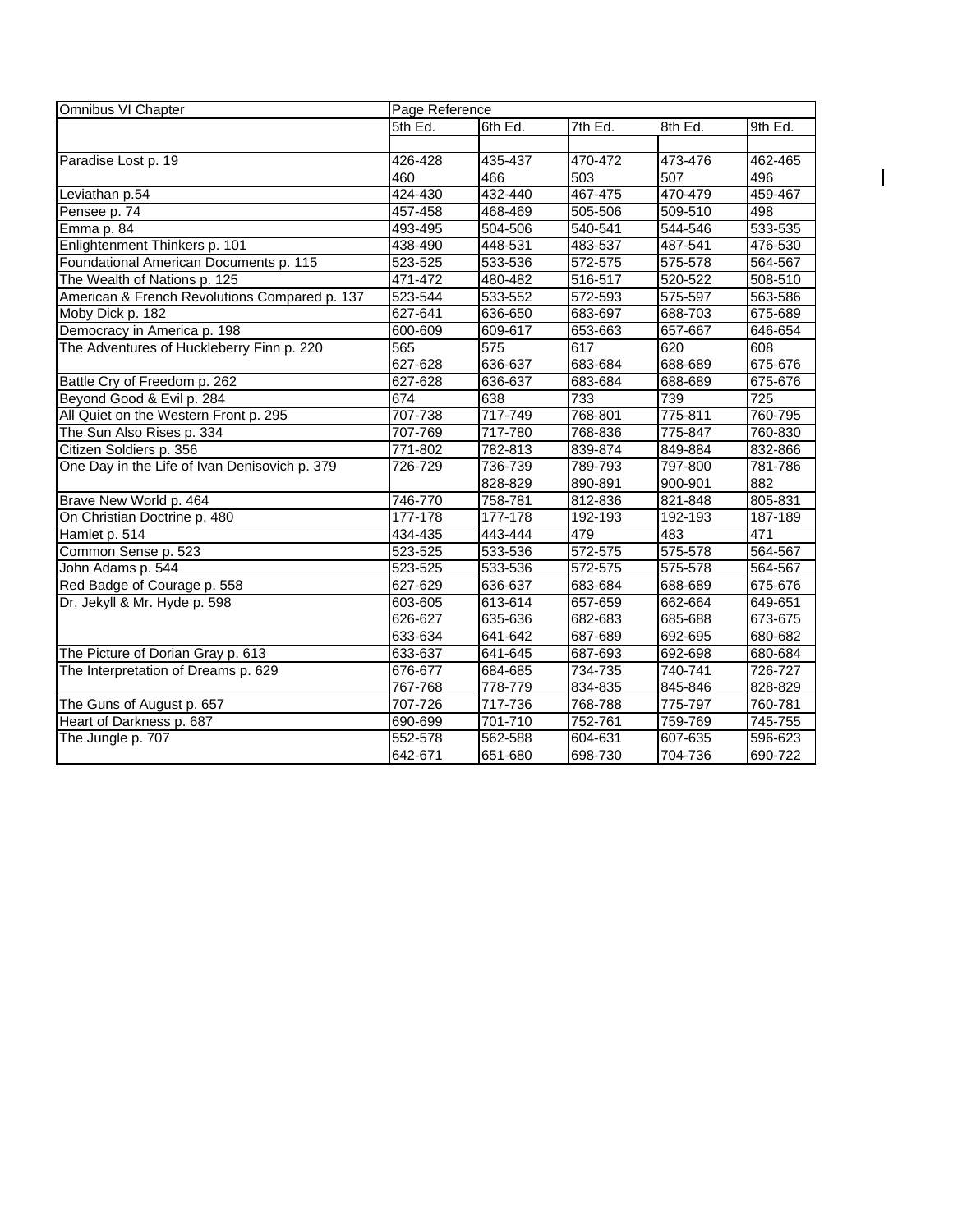| Omnibus VI Chapter | Page Reference | | | | |
|---|---|---|---|---|---|
| | 5th Ed. | 6th Ed. | 7th Ed. | 8th Ed. | 9th Ed. |
| | | | | | |
| Paradise Lost p. 19 | 426-428 | 435-437 | 470-472 | 473-476 | 462-465 |
| | 460 | 466 | 503 | 507 | 496 |
| Leviathan p.54 | 424-430 | 432-440 | 467-475 | 470-479 | 459-467 |
| Pensee p. 74 | 457-458 | 468-469 | 505-506 | 509-510 | 498 |
| Emma p. 84 | 493-495 | 504-506 | 540-541 | 544-546 | 533-535 |
| Enlightenment Thinkers p. 101 | 438-490 | 448-531 | 483-537 | 487-541 | 476-530 |
| Foundational American Documents p. 115 | 523-525 | 533-536 | 572-575 | 575-578 | 564-567 |
| The Wealth of Nations p. 125 | 471-472 | 480-482 | 516-517 | 520-522 | 508-510 |
| American & French Revolutions Compared p. 137 | 523-544 | 533-552 | 572-593 | 575-597 | 563-586 |
| Moby Dick p. 182 | 627-641 | 636-650 | 683-697 | 688-703 | 675-689 |
| Democracy in America p. 198 | 600-609 | 609-617 | 653-663 | 657-667 | 646-654 |
| The Adventures of Huckleberry Finn p. 220 | 565 | 575 | 617 | 620 | 608 |
| | 627-628 | 636-637 | 683-684 | 688-689 | 675-676 |
| Battle Cry of Freedom p. 262 | 627-628 | 636-637 | 683-684 | 688-689 | 675-676 |
| Beyond Good & Evil p. 284 | 674 | 638 | 733 | 739 | 725 |
| All Quiet on the Western Front p. 295 | 707-738 | 717-749 | 768-801 | 775-811 | 760-795 |
| The Sun Also Rises p. 334 | 707-769 | 717-780 | 768-836 | 775-847 | 760-830 |
| Citizen Soldiers p. 356 | 771-802 | 782-813 | 839-874 | 849-884 | 832-866 |
| One Day in the Life of Ivan Denisovich p. 379 | 726-729 | 736-739 | 789-793 | 797-800 | 781-786 |
| | | 828-829 | 890-891 | 900-901 | 882 |
| Brave New World p. 464 | 746-770 | 758-781 | 812-836 | 821-848 | 805-831 |
| On Christian Doctrine p. 480 | 177-178 | 177-178 | 192-193 | 192-193 | 187-189 |
| Hamlet p. 514 | 434-435 | 443-444 | 479 | 483 | 471 |
| Common Sense p. 523 | 523-525 | 533-536 | 572-575 | 575-578 | 564-567 |
| John Adams p. 544 | 523-525 | 533-536 | 572-575 | 575-578 | 564-567 |
| Red Badge of Courage p. 558 | 627-629 | 636-637 | 683-684 | 688-689 | 675-676 |
| Dr. Jekyll & Mr. Hyde p. 598 | 603-605 | 613-614 | 657-659 | 662-664 | 649-651 |
| | 626-627 | 635-636 | 682-683 | 685-688 | 673-675 |
| | 633-634 | 641-642 | 687-689 | 692-695 | 680-682 |
| The Picture of Dorian Gray p. 613 | 633-637 | 641-645 | 687-693 | 692-698 | 680-684 |
| The Interpretation of Dreams p. 629 | 676-677 | 684-685 | 734-735 | 740-741 | 726-727 |
| | 767-768 | 778-779 | 834-835 | 845-846 | 828-829 |
| The Guns of August p. 657 | 707-726 | 717-736 | 768-788 | 775-797 | 760-781 |
| Heart of Darkness p. 687 | 690-699 | 701-710 | 752-761 | 759-769 | 745-755 |
| The Jungle p. 707 | 552-578 | 562-588 | 604-631 | 607-635 | 596-623 |
| | 642-671 | 651-680 | 698-730 | 704-736 | 690-722 |